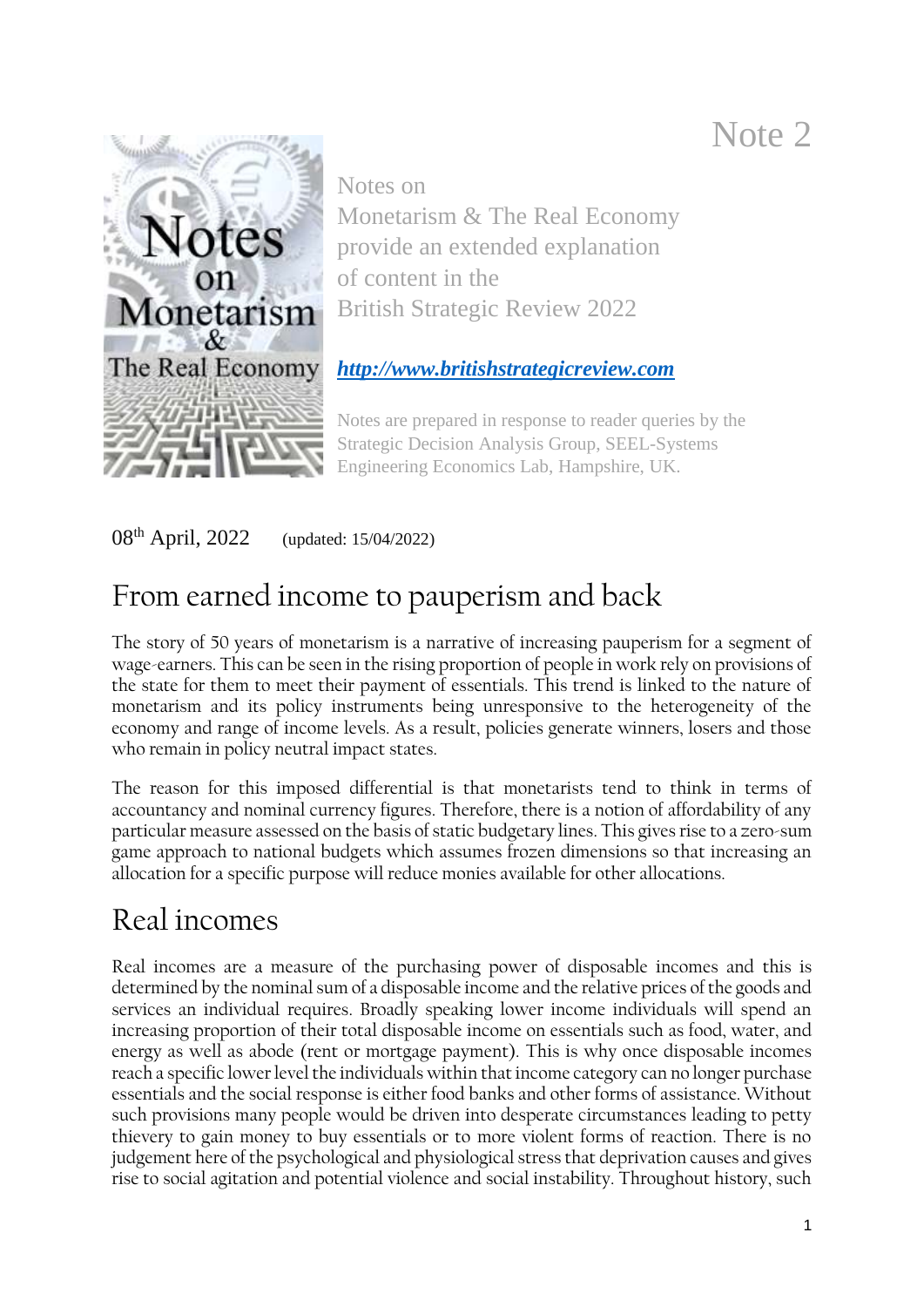Note 2

Notes on
Monetarism & The Real Economy
provide an extended explanation
of content in the
British Strategic Review 2022

***http://www.britishstrategicreview.com***

Notes are prepared in response to reader queries by the Strategic Decision Analysis Group, SEEL-Systems Engineering Economics Lab, Hampshire, UK.

08th April, 2022 (updated: 15/04/2022)

# From earned income to pauperism and back

The story of 50 years of monetarism is a narrative of increasing pauperism for a segment of wage-earners. This can be seen in the rising proportion of people in work rely on provisions of the state for them to meet their payment of essentials. This trend is linked to the nature of monetarism and its policy instruments being unresponsive to the heterogeneity of the economy and range of income levels. As a result, policies generate winners, losers and those who remain in policy neutral impact states.

The reason for this imposed differential is that monetarists tend to think in terms of accountancy and nominal currency figures. Therefore, there is a notion of affordability of any particular measure assessed on the basis of static budgetary lines. This gives rise to a zero-sum game approach to national budgets which assumes frozen dimensions so that increasing an allocation for a specific purpose will reduce monies available for other allocations.

# Real incomes

Real incomes are a measure of the purchasing power of disposable incomes and this is determined by the nominal sum of a disposable income and the relative prices of the goods and services an individual requires. Broadly speaking lower income individuals will spend an increasing proportion of their total disposable income on essentials such as food, water, and energy as well as abode (rent or mortgage payment). This is why once disposable incomes reach a specific lower level the individuals within that income category can no longer purchase essentials and the social response is either food banks and other forms of assistance. Without such provisions many people would be driven into desperate circumstances leading to petty thievery to gain money to buy essentials or to more violent forms of reaction. There is no judgement here of the psychological and physiological stress that deprivation causes and gives rise to social agitation and potential violence and social instability. Throughout history, such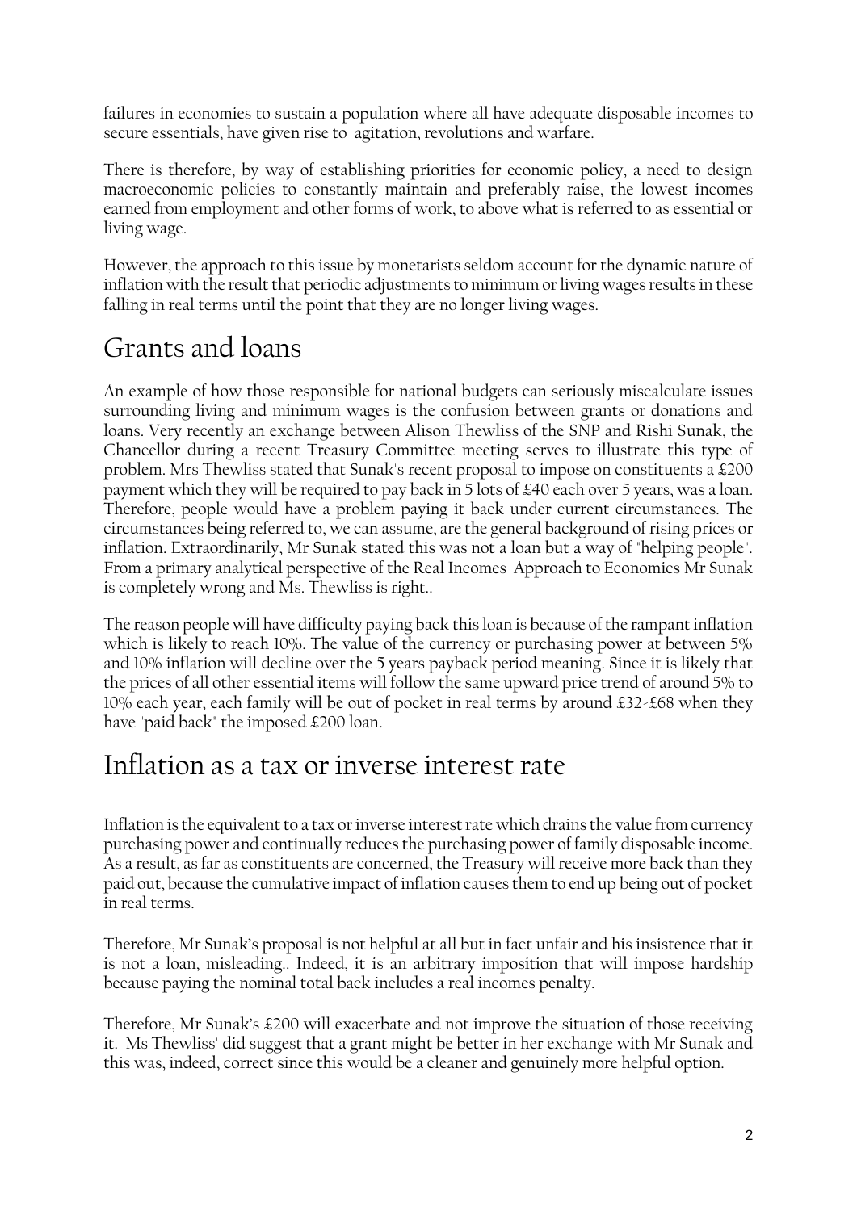failures in economies to sustain a population where all have adequate disposable incomes to secure essentials, have given rise to agitation, revolutions and warfare.

There is therefore, by way of establishing priorities for economic policy, a need to design macroeconomic policies to constantly maintain and preferably raise, the lowest incomes earned from employment and other forms of work, to above what is referred to as essential or living wage.

However, the approach to this issue by monetarists seldom account for the dynamic nature of inflation with the result that periodic adjustments to minimum or living wages results in these falling in real terms until the point that they are no longer living wages.

## Grants and loans

An example of how those responsible for national budgets can seriously miscalculate issues surrounding living and minimum wages is the confusion between grants or donations and loans. Very recently an exchange between Alison Thewliss of the SNP and Rishi Sunak, the Chancellor during a recent Treasury Committee meeting serves to illustrate this type of problem. Mrs Thewliss stated that Sunak's recent proposal to impose on constituents a £200 payment which they will be required to pay back in 5 lots of £40 each over 5 years, was a loan. Therefore, people would have a problem paying it back under current circumstances. The circumstances being referred to, we can assume, are the general background of rising prices or inflation. Extraordinarily, Mr Sunak stated this was not a loan but a way of "helping people". From a primary analytical perspective of the Real Incomes Approach to Economics Mr Sunak is completely wrong and Ms. Thewliss is right..

The reason people will have difficulty paying back this loan is because of the rampant inflation which is likely to reach 10%. The value of the currency or purchasing power at between 5% and 10% inflation will decline over the 5 years payback period meaning. Since it is likely that the prices of all other essential items will follow the same upward price trend of around 5% to 10% each year, each family will be out of pocket in real terms by around £32-£68 when they have "paid back" the imposed £200 loan.

## Inflation as a tax or inverse interest rate

Inflation is the equivalent to a tax or inverse interest rate which drains the value from currency purchasing power and continually reduces the purchasing power of family disposable income. As a result, as far as constituents are concerned, the Treasury will receive more back than they paid out, because the cumulative impact of inflation causes them to end up being out of pocket in real terms.

Therefore, Mr Sunak's proposal is not helpful at all but in fact unfair and his insistence that it is not a loan, misleading.. Indeed, it is an arbitrary imposition that will impose hardship because paying the nominal total back includes a real incomes penalty.

Therefore, Mr Sunak's £200 will exacerbate and not improve the situation of those receiving it. Ms Thewliss' did suggest that a grant might be better in her exchange with Mr Sunak and this was, indeed, correct since this would be a cleaner and genuinely more helpful option.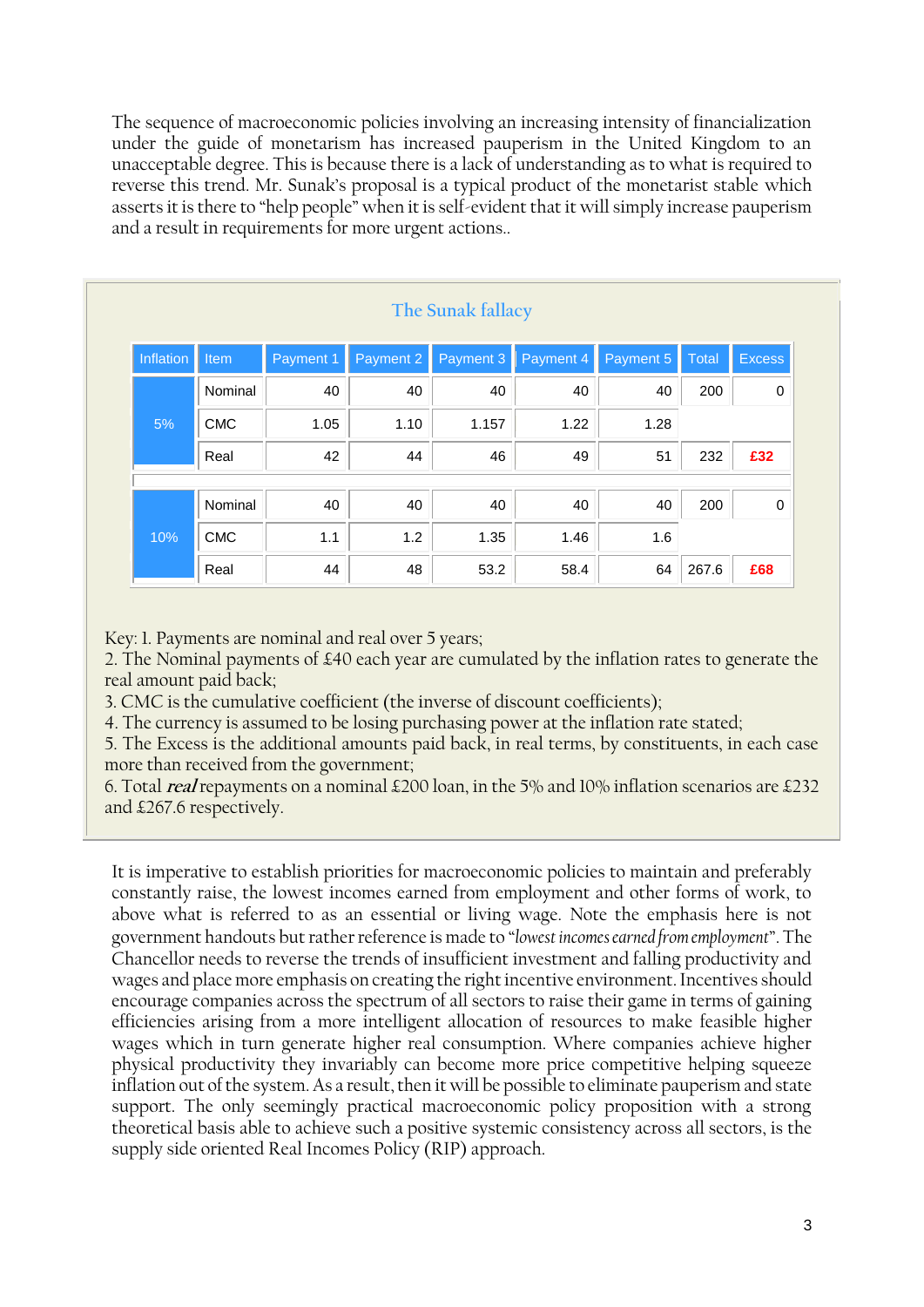The sequence of macroeconomic policies involving an increasing intensity of financialization under the guide of monetarism has increased pauperism in the United Kingdom to an unacceptable degree. This is because there is a lack of understanding as to what is required to reverse this trend. Mr. Sunak's proposal is a typical product of the monetarist stable which asserts it is there to "help people" when it is self-evident that it will simply increase pauperism and a result in requirements for more urgent actions..

### The Sunak fallacy

| Inflation | Item | Payment 1 | Payment 2 | Payment 3 | Payment 4 | Payment 5 | Total | Excess |
|---|---|---|---|---|---|---|---|---|
| 5% | Nominal | 40 | 40 | 40 | 40 | 40 | 200 | 0 |
| | CMC | 1.05 | 1.10 | 1.157 | 1.22 | 1.28 | | |
| | Real | 42 | 44 | 46 | 49 | 51 | 232 | **£32** |
| 10% | Nominal | 40 | 40 | 40 | 40 | 40 | 200 | 0 |
| | CMC | 1.1 | 1.2 | 1.35 | 1.46 | 1.6 | | |
| | Real | 44 | 48 | 53.2 | 58.4 | 64 | 267.6 | **£68** |

Key: 1. Payments are nominal and real over 5 years;
2. The Nominal payments of £40 each year are cumulated by the inflation rates to generate the real amount paid back;
3. CMC is the cumulative coefficient (the inverse of discount coefficients);
4. The currency is assumed to be losing purchasing power at the inflation rate stated;
5. The Excess is the additional amounts paid back, in real terms, by constituents, in each case more than received from the government;
6. Total ***real*** repayments on a nominal £200 loan, in the 5% and 10% inflation scenarios are £232 and £267.6 respectively.

It is imperative to establish priorities for macroeconomic policies to maintain and preferably constantly raise, the lowest incomes earned from employment and other forms of work, to above what is referred to as an essential or living wage. Note the emphasis here is not government handouts but rather reference is made to "*lowest incomes earned from employment*". The Chancellor needs to reverse the trends of insufficient investment and falling productivity and wages and place more emphasis on creating the right incentive environment. Incentives should encourage companies across the spectrum of all sectors to raise their game in terms of gaining efficiencies arising from a more intelligent allocation of resources to make feasible higher wages which in turn generate higher real consumption. Where companies achieve higher physical productivity they invariably can become more price competitive helping squeeze inflation out of the system. As a result, then it will be possible to eliminate pauperism and state support. The only seemingly practical macroeconomic policy proposition with a strong theoretical basis able to achieve such a positive systemic consistency across all sectors, is the supply side oriented Real Incomes Policy (RIP) approach.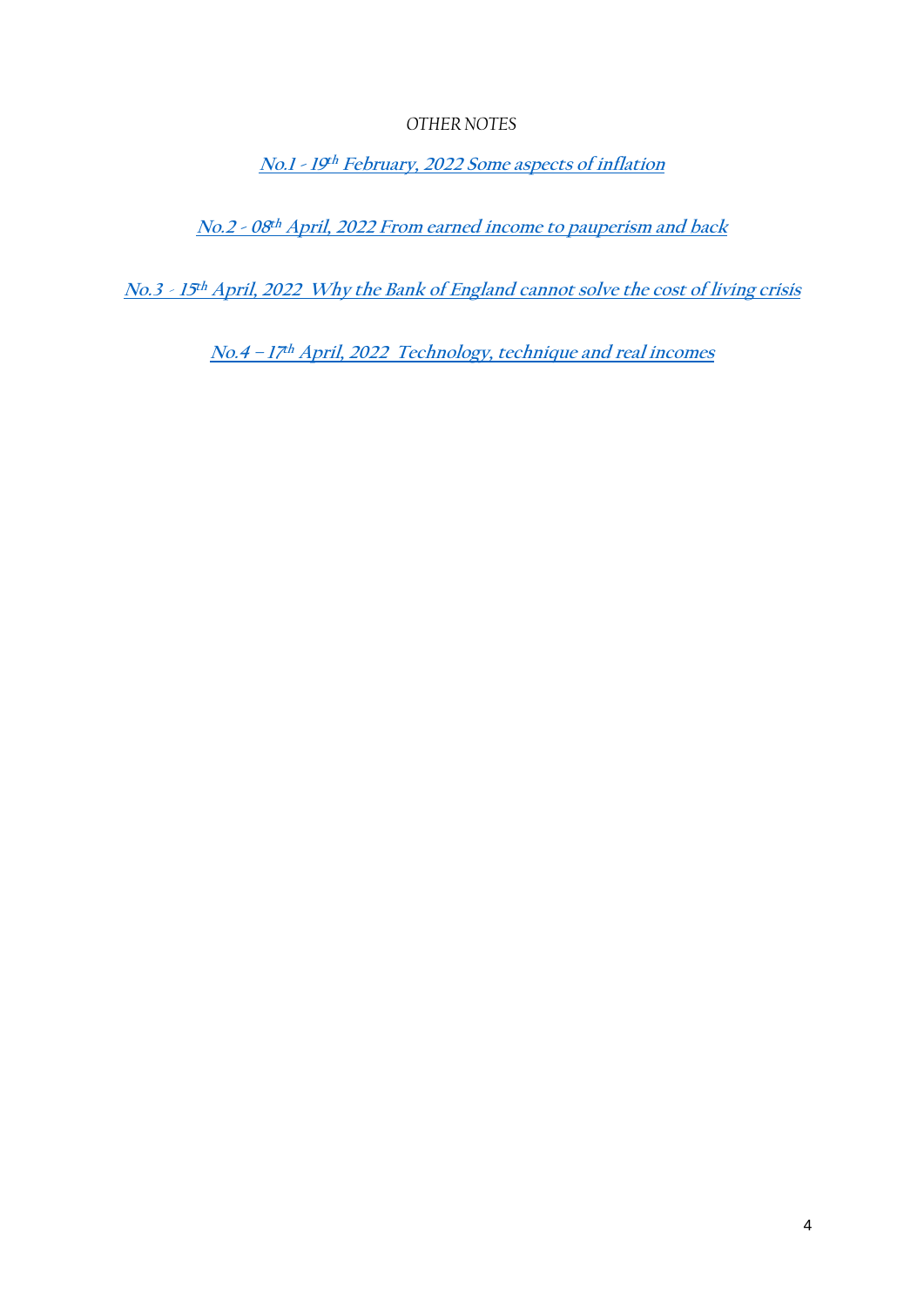*OTHER NOTES*

***No.1 - 19th February, 2022 Some aspects of inflation***

***No.2 - 08th April, 2022 From earned income to pauperism and back***

***No.3 - 15th April, 2022 Why the Bank of England cannot solve the cost of living crisis***

***No.4 – 17th April, 2022 Technology, technique and real incomes***